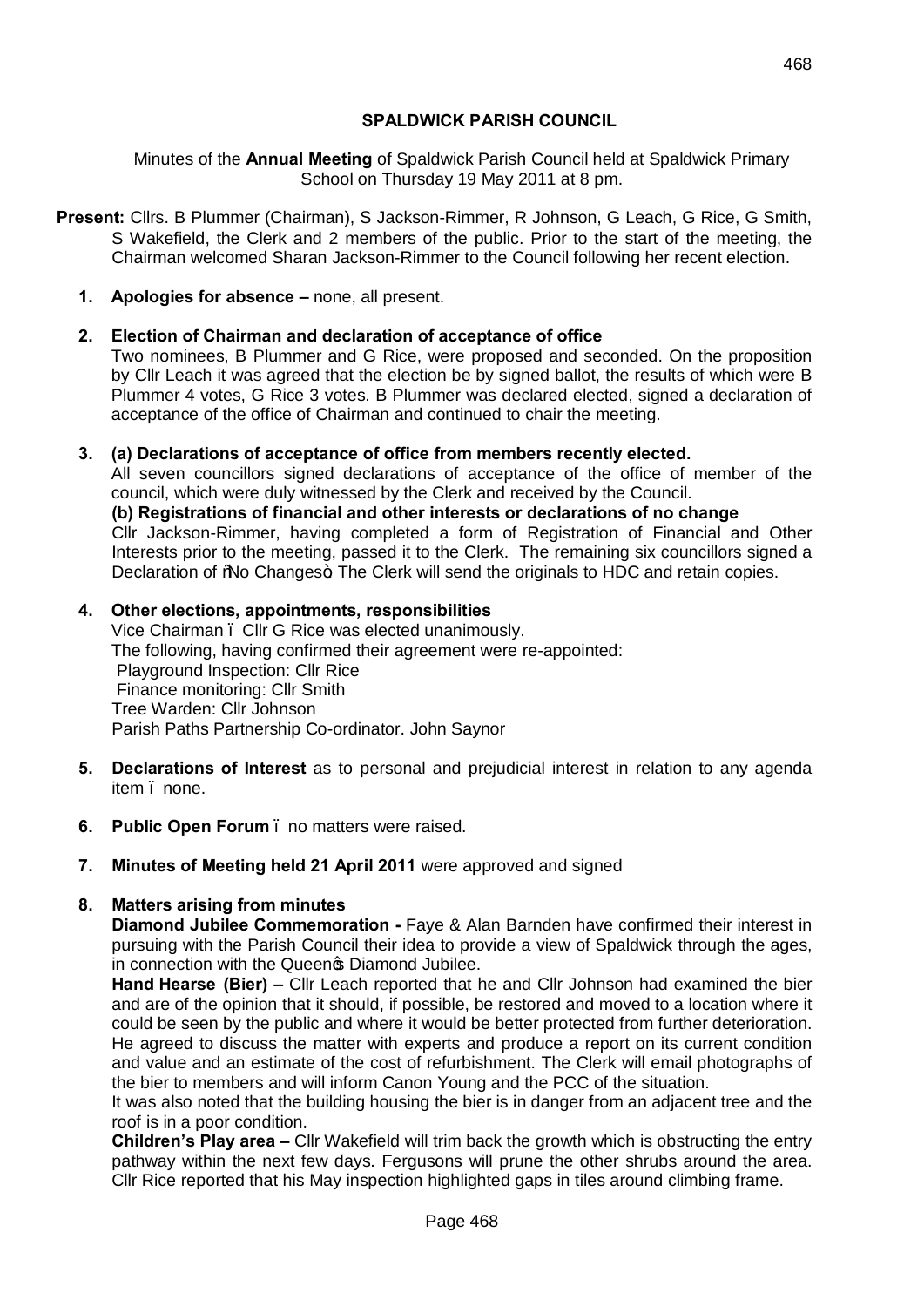# SPALDWICK PARISH COUNCIL

Minutes of the **Annual Meeting** of Spaldwick Parish Council held at Spaldwick Primary School on Thursday 19 May 2011 at 8 pm.

**Present:** Cllrs. B Plummer (Chairman), S Jackson-Rimmer, R Johnson, G Leach, G Rice, G Smith, S Wakefield, the Clerk and 2 members of the public. Prior to the start of the meeting, the Chairman welcomed Sharan Jackson-Rimmer to the Council following her recent election.

1. **Apologies for absence –** none, all present.

2. **Election of Chairman and declaration of acceptance of office**
   Two nominees, B Plummer and G Rice, were proposed and seconded. On the proposition by Cllr Leach it was agreed that the election be by signed ballot, the results of which were B Plummer 4 votes, G Rice 3 votes. B Plummer was declared elected, signed a declaration of acceptance of the office of Chairman and continued to chair the meeting.

3. **(a) Declarations of acceptance of office from members recently elected.**
   All seven councillors signed declarations of acceptance of the office of member of the council, which were duly witnessed by the Clerk and received by the Council.
   **(b) Registrations of financial and other interests or declarations of no change**
   Cllr Jackson-Rimmer, having completed a form of Registration of Financial and Other Interests prior to the meeting, passed it to the Clerk. The remaining six councillors signed a Declaration of "No Changes". The Clerk will send the originals to HDC and retain copies.

4. **Other elections, appointments, responsibilities**
   Vice Chairman – Cllr G Rice was elected unanimously.
   The following, having confirmed their agreement were re-appointed:
   Playground Inspection: Cllr Rice
   Finance monitoring: Cllr Smith
   Tree Warden: Cllr Johnson
   Parish Paths Partnership Co-ordinator. John Saynor

5. **Declarations of Interest** as to personal and prejudicial interest in relation to any agenda item – none.

6. **Public Open Forum** – no matters were raised.

7. **Minutes of Meeting held 21 April 2011** were approved and signed

8. **Matters arising from minutes**
   **Diamond Jubilee Commemoration -** Faye & Alan Barnden have confirmed their interest in pursuing with the Parish Council their idea to provide a view of Spaldwick through the ages, in connection with the Queen's Diamond Jubilee.
   **Hand Hearse (Bier) –** Cllr Leach reported that he and Cllr Johnson had examined the bier and are of the opinion that it should, if possible, be restored and moved to a location where it could be seen by the public and where it would be better protected from further deterioration. He agreed to discuss the matter with experts and produce a report on its current condition and value and an estimate of the cost of refurbishment. The Clerk will email photographs of the bier to members and will inform Canon Young and the PCC of the situation.
   It was also noted that the building housing the bier is in danger from an adjacent tree and the roof is in a poor condition.
   **Children's Play area –** Cllr Wakefield will trim back the growth which is obstructing the entry pathway within the next few days. Fergusons will prune the other shrubs around the area. Cllr Rice reported that his May inspection highlighted gaps in tiles around climbing frame.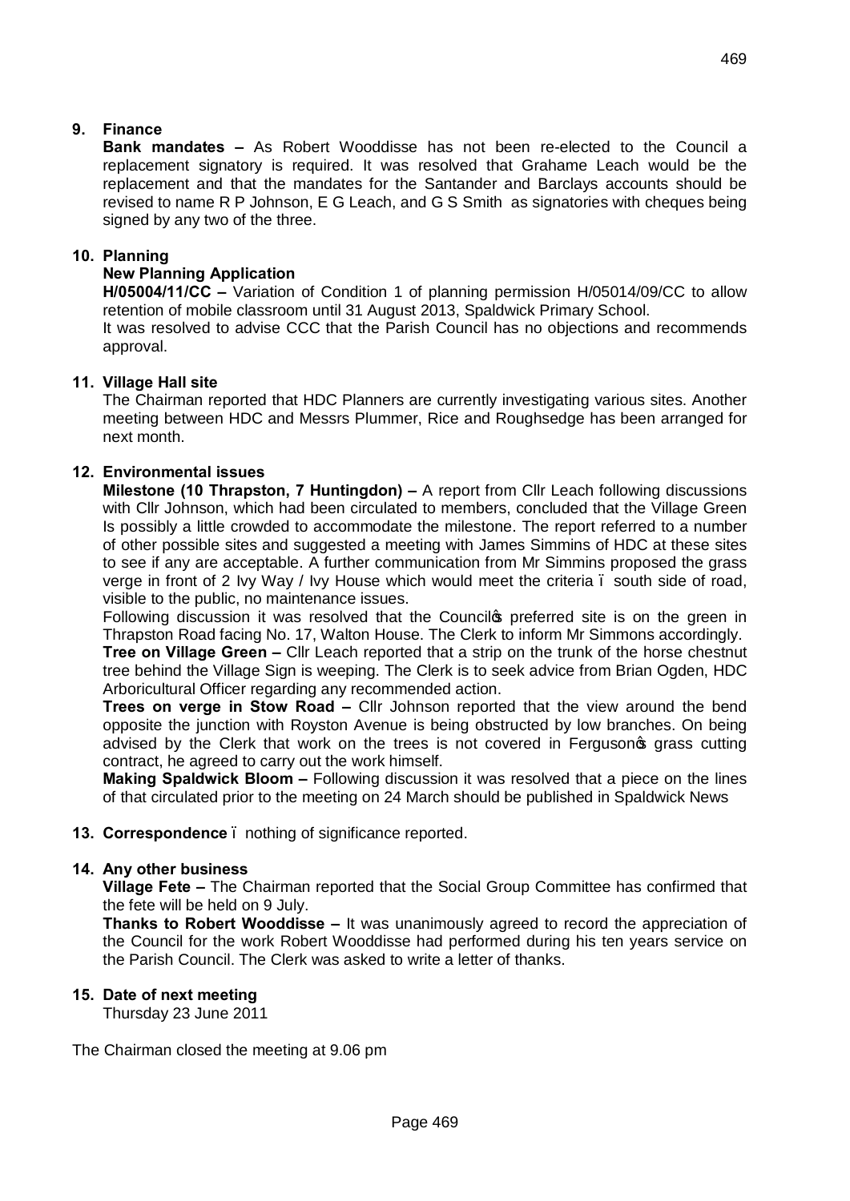## 9. Finance

**Bank mandates –** As Robert Wooddisse has not been re-elected to the Council a replacement signatory is required. It was resolved that Grahame Leach would be the replacement and that the mandates for the Santander and Barclays accounts should be revised to name R P Johnson, E G Leach, and G S Smith as signatories with cheques being signed by any two of the three.

## 10. Planning

### New Planning Application

**H/05004/11/CC –** Variation of Condition 1 of planning permission H/05014/09/CC to allow retention of mobile classroom until 31 August 2013, Spaldwick Primary School.
It was resolved to advise CCC that the Parish Council has no objections and recommends approval.

## 11. Village Hall site

The Chairman reported that HDC Planners are currently investigating various sites. Another meeting between HDC and Messrs Plummer, Rice and Roughsedge has been arranged for next month.

## 12. Environmental issues

**Milestone (10 Thrapston, 7 Huntingdon) –** A report from Cllr Leach following discussions with Cllr Johnson, which had been circulated to members, concluded that the Village Green Is possibly a little crowded to accommodate the milestone. The report referred to a number of other possible sites and suggested a meeting with James Simmins of HDC at these sites to see if any are acceptable. A further communication from Mr Simmins proposed the grass verge in front of 2 Ivy Way / Ivy House which would meet the criteria – south side of road, visible to the public, no maintenance issues.
Following discussion it was resolved that the Council's preferred site is on the green in Thrapston Road facing No. 17, Walton House. The Clerk to inform Mr Simmons accordingly.

**Tree on Village Green –** Cllr Leach reported that a strip on the trunk of the horse chestnut tree behind the Village Sign is weeping. The Clerk is to seek advice from Brian Ogden, HDC Arboricultural Officer regarding any recommended action.

**Trees on verge in Stow Road –** Cllr Johnson reported that the view around the bend opposite the junction with Royston Avenue is being obstructed by low branches. On being advised by the Clerk that work on the trees is not covered in Ferguson's grass cutting contract, he agreed to carry out the work himself.

**Making Spaldwick Bloom –** Following discussion it was resolved that a piece on the lines of that circulated prior to the meeting on 24 March should be published in Spaldwick News

## 13. Correspondence – nothing of significance reported.

## 14. Any other business

**Village Fete –** The Chairman reported that the Social Group Committee has confirmed that the fete will be held on 9 July.

**Thanks to Robert Wooddisse –** It was unanimously agreed to record the appreciation of the Council for the work Robert Wooddisse had performed during his ten years service on the Parish Council. The Clerk was asked to write a letter of thanks.

## 15. Date of next meeting

Thursday 23 June 2011

The Chairman closed the meeting at 9.06 pm